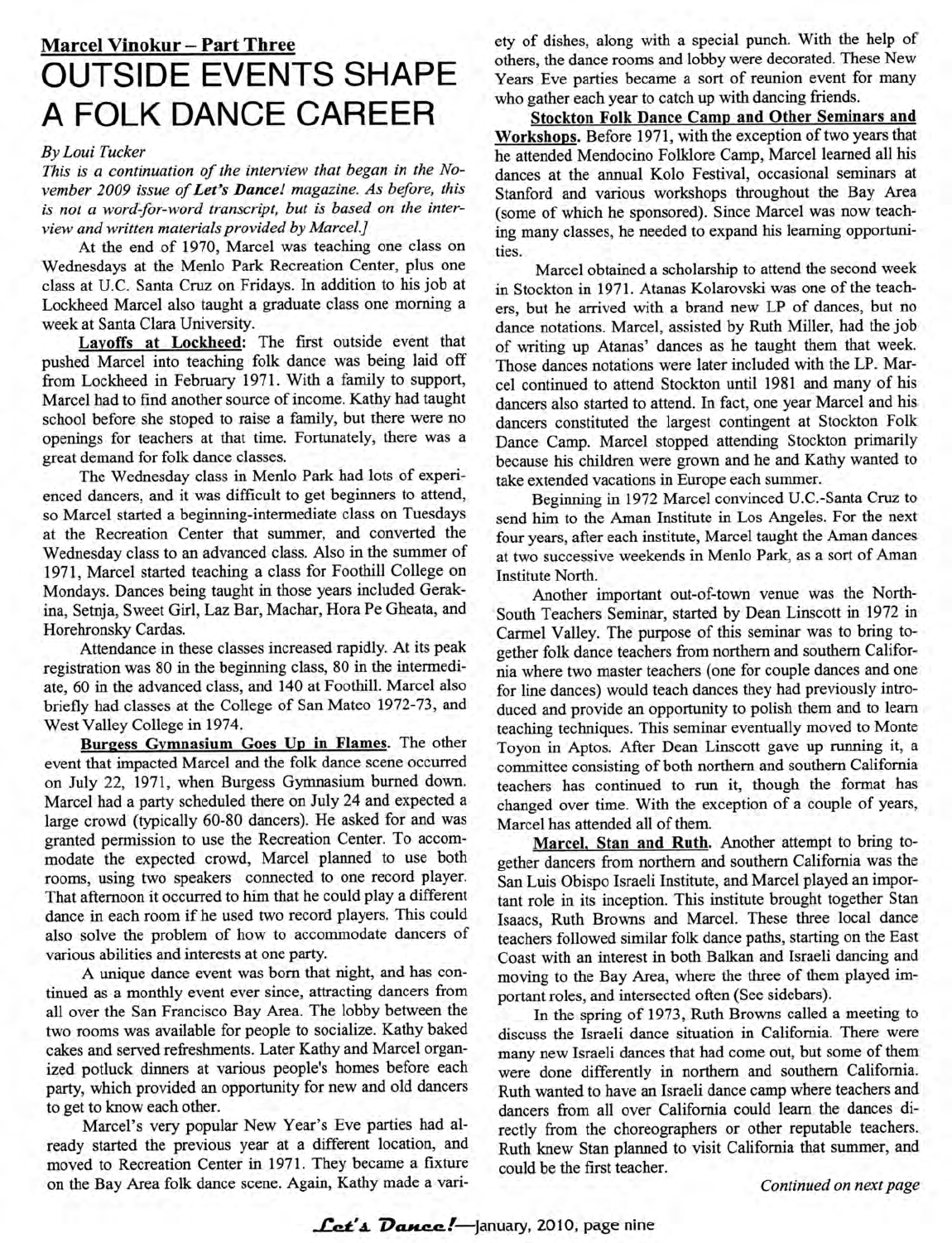## Marcel Vinokur – Part Three

# OUTSIDE EVENTS SHAPE A FOLK DANCE CAREER

*By Loui Tucker*

*This is a continuation of the interview that began in the November 2009 issue of* ***Let's Dance!*** *magazine. As before, this is not a word-for-word transcript, but is based on the interview and written materials provided by Marcel.]*

At the end of 1970, Marcel was teaching one class on Wednesdays at the Menlo Park Recreation Center, plus one class at U.C. Santa Cruz on Fridays. In addition to his job at Lockheed Marcel also taught a graduate class one morning a week at Santa Clara University.

**Layoffs at Lockheed:** The first outside event that pushed Marcel into teaching folk dance was being laid off from Lockheed in February 1971. With a family to support, Marcel had to find another source of income. Kathy had taught school before she stoped to raise a family, but there were no openings for teachers at that time. Fortunately, there was a great demand for folk dance classes.

The Wednesday class in Menlo Park had lots of experienced dancers, and it was difficult to get beginners to attend, so Marcel started a beginning-intermediate class on Tuesdays at the Recreation Center that summer, and converted the Wednesday class to an advanced class. Also in the summer of 1971, Marcel started teaching a class for Foothill College on Mondays. Dances being taught in those years included Gerakina, Setnja, Sweet Girl, Laz Bar, Machar, Hora Pe Gheata, and Horehronsky Cardas.

Attendance in these classes increased rapidly. At its peak registration was 80 in the beginning class, 80 in the intermediate, 60 in the advanced class, and 140 at Foothill. Marcel also briefly had classes at the College of San Mateo 1972-73, and West Valley College in 1974.

**Burgess Gymnasium Goes Up in Flames.** The other event that impacted Marcel and the folk dance scene occurred on July 22, 1971, when Burgess Gymnasium burned down. Marcel had a party scheduled there on July 24 and expected a large crowd (typically 60-80 dancers). He asked for and was granted permission to use the Recreation Center. To accommodate the expected crowd, Marcel planned to use both rooms, using two speakers connected to one record player. That afternoon it occurred to him that he could play a different dance in each room if he used two record players. This could also solve the problem of how to accommodate dancers of various abilities and interests at one party.

A unique dance event was born that night, and has continued as a monthly event ever since, attracting dancers from all over the San Francisco Bay Area. The lobby between the two rooms was available for people to socialize. Kathy baked cakes and served refreshments. Later Kathy and Marcel organized potluck dinners at various people's homes before each party, which provided an opportunity for new and old dancers to get to know each other.

Marcel's very popular New Year's Eve parties had already started the previous year at a different location, and moved to Recreation Center in 1971. They became a fixture on the Bay Area folk dance scene. Again, Kathy made a variety of dishes, along with a special punch. With the help of others, the dance rooms and lobby were decorated. These New Years Eve parties became a sort of reunion event for many who gather each year to catch up with dancing friends.

**Stockton Folk Dance Camp and Other Seminars and Workshops.** Before 1971, with the exception of two years that he attended Mendocino Folklore Camp, Marcel learned all his dances at the annual Kolo Festival, occasional seminars at Stanford and various workshops throughout the Bay Area (some of which he sponsored). Since Marcel was now teaching many classes, he needed to expand his learning opportunities.

Marcel obtained a scholarship to attend the second week in Stockton in 1971. Atanas Kolarovski was one of the teachers, but he arrived with a brand new LP of dances, but no dance notations. Marcel, assisted by Ruth Miller, had the job of writing up Atanas' dances as he taught them that week. Those dances notations were later included with the LP. Marcel continued to attend Stockton until 1981 and many of his dancers also started to attend. In fact, one year Marcel and his dancers constituted the largest contingent at Stockton Folk Dance Camp. Marcel stopped attending Stockton primarily because his children were grown and he and Kathy wanted to take extended vacations in Europe each summer.

Beginning in 1972 Marcel convinced U.C.-Santa Cruz to send him to the Aman Institute in Los Angeles. For the next four years, after each institute, Marcel taught the Aman dances at two successive weekends in Menlo Park, as a sort of Aman Institute North.

Another important out-of-town venue was the North-South Teachers Seminar, started by Dean Linscott in 1972 in Carmel Valley. The purpose of this seminar was to bring together folk dance teachers from northern and southern California where two master teachers (one for couple dances and one for line dances) would teach dances they had previously introduced and provide an opportunity to polish them and to learn teaching techniques. This seminar eventually moved to Monte Toyon in Aptos. After Dean Linscott gave up running it, a committee consisting of both northern and southern California teachers has continued to run it, though the format has changed over time. With the exception of a couple of years, Marcel has attended all of them.

**Marcel, Stan and Ruth.** Another attempt to bring together dancers from northern and southern California was the San Luis Obispo Israeli Institute, and Marcel played an important role in its inception. This institute brought together Stan Isaacs, Ruth Browns and Marcel. These three local dance teachers followed similar folk dance paths, starting on the East Coast with an interest in both Balkan and Israeli dancing and moving to the Bay Area, where the three of them played important roles, and intersected often (See sidebars).

In the spring of 1973, Ruth Browns called a meeting to discuss the Israeli dance situation in California. There were many new Israeli dances that had come out, but some of them were done differently in northern and southern California. Ruth wanted to have an Israeli dance camp where teachers and dancers from all over California could learn the dances directly from the choreographers or other reputable teachers. Ruth knew Stan planned to visit California that summer, and could be the first teacher.

*Continued on next page*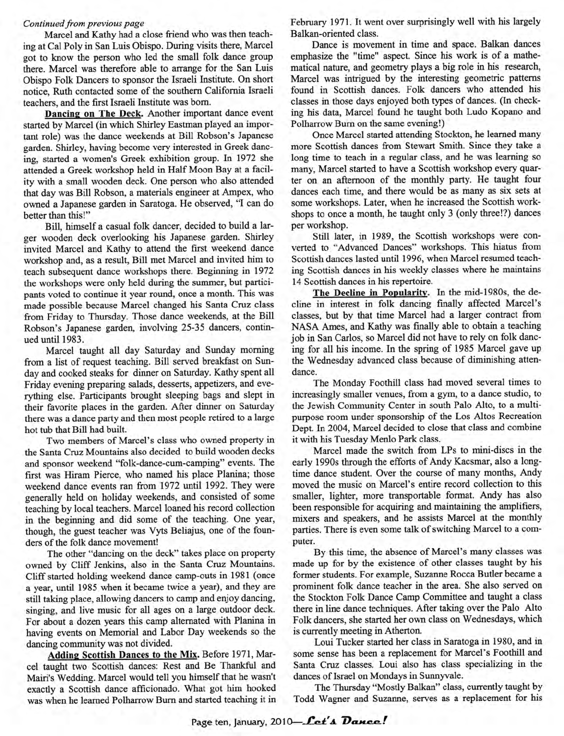*Continued from previous page*

Marcel and Kathy had a close friend who was then teaching at Cal Poly in San Luis Obispo. During visits there, Marcel got to know the person who led the small folk dance group there. Marcel was therefore able to arrange for the San Luis Obispo Folk Dancers to sponsor the Israeli Institute. On short notice, Ruth contacted some of the southern California Israeli teachers, and the first Israeli Institute was born.

**Dancing on The Deck.** Another important dance event started by Marcel (in which Shirley Eastman played an important role) was the dance weekends at Bill Robson's Japanese garden. Shirley, having become very interested in Greek dancing, started a women's Greek exhibition group. In 1972 she attended a Greek workshop held in Half Moon Bay at a facility with a small wooden deck. One person who also attended that day was Bill Robson, a materials engineer at Ampex, who owned a Japanese garden in Saratoga. He observed, "I can do better than this!"

Bill, himself a casual folk dancer, decided to build a larger wooden deck overlooking his Japanese garden. Shirley invited Marcel and Kathy to attend the first weekend dance workshop and, as a result, Bill met Marcel and invited him to teach subsequent dance workshops there. Beginning in 1972 the workshops were only held during the summer, but participants voted to continue it year round, once a month. This was made possible because Marcel changed his Santa Cruz class from Friday to Thursday. Those dance weekends, at the Bill Robson's Japanese garden, involving 25-35 dancers, continued until 1983.

Marcel taught all day Saturday and Sunday morning from a list of request teaching. Bill served breakfast on Sunday and cooked steaks for dinner on Saturday. Kathy spent all Friday evening preparing salads, desserts, appetizers, and everything else. Participants brought sleeping bags and slept in their favorite places in the garden. After dinner on Saturday there was a dance party and then most people retired to a large hot tub that Bill had built.

Two members of Marcel's class who owned property in the Santa Cruz Mountains also decided to build wooden decks and sponsor weekend "folk-dance-cum-camping" events. The first was Hiram Pierce, who named his place Planina; those weekend dance events ran from 1972 until 1992. They were generally held on holiday weekends, and consisted of some teaching by local teachers. Marcel loaned his record collection in the beginning and did some of the teaching. One year, though, the guest teacher was Vyts Beliajus, one of the founders of the folk dance movement!

The other "dancing on the deck" takes place on property owned by Cliff Jenkins, also in the Santa Cruz Mountains. Cliff started holding weekend dance camp-outs in 1981 (once a year, until 1985 when it became twice a year), and they are still taking place, allowing dancers to camp and enjoy dancing, singing, and live music for all ages on a large outdoor deck. For about a dozen years this camp alternated with Planina in having events on Memorial and Labor Day weekends so the dancing community was not divided.

**Adding Scottish Dances to the Mix.** Before 1971, Marcel taught two Scottish dances: Rest and Be Thankful and Mairi's Wedding. Marcel would tell you himself that he wasn't exactly a Scottish dance afficionado. What got him hooked was when he learned Polharrow Burn and started teaching it in February 1971. It went over surprisingly well with his largely Balkan-oriented class.

Dance is movement in time and space. Balkan dances emphasize the "time" aspect. Since his work is of a mathematical nature, and geometry plays a big role in his research, Marcel was intrigued by the interesting geometric patterns found in Scottish dances. Folk dancers who attended his classes in those days enjoyed both types of dances. (In checking his data, Marcel found he taught both Ludo Kopano and Polharrow Burn on the same evening!)

Once Marcel started attending Stockton, he learned many more Scottish dances from Stewart Smith. Since they take a long time to teach in a regular class, and he was learning so many, Marcel started to have a Scottish workshop every quarter on an afternoon of the monthly party. He taught four dances each time, and there would be as many as six sets at some workshops. Later, when he increased the Scottish workshops to once a month, he taught only 3 (only three!?) dances per workshop.

Still later, in 1989, the Scottish workshops were converted to "Advanced Dances" workshops. This hiatus from Scottish dances lasted until 1996, when Marcel resumed teaching Scottish dances in his weekly classes where he maintains 14 Scottish dances in his repertoire.

**The Decline in Popularity.** In the mid-1980s, the decline in interest in folk dancing finally affected Marcel's classes, but by that time Marcel had a larger contract from NASA Ames, and Kathy was finally able to obtain a teaching job in San Carlos, so Marcel did not have to rely on folk dancing for all his income. In the spring of 1985 Marcel gave up the Wednesday advanced class because of diminishing attendance.

The Monday Foothill class had moved several times to increasingly smaller venues, from a gym, to a dance studio, to the Jewish Community Center in south Palo Alto, to a multipurpose room under sponsorship of the Los Altos Recreation Dept. In 2004, Marcel decided to close that class and combine it with his Tuesday Menlo Park class.

Marcel made the switch from LPs to mini-discs in the early 1990s through the efforts of Andy Kacsmar, also a longtime dance student. Over the course of many months, Andy moved the music on Marcel's entire record collection to this smaller, lighter, more transportable format. Andy has also been responsible for acquiring and maintaining the amplifiers, mixers and speakers, and he assists Marcel at the monthly parties. There is even some talk of switching Marcel to a computer.

By this time, the absence of Marcel's many classes was made up for by the existence of other classes taught by his former students. For example, Suzanne Rocca Butler became a prominent folk dance teacher in the area. She also served on the Stockton Folk Dance Camp Committee and taught a class there in line dance techniques. After taking over the Palo Alto Folk dancers, she started her own class on Wednesdays, which is currently meeting in Atherton.

Loui Tucker started her class in Saratoga in 1980, and in some sense has been a replacement for Marcel's Foothill and Santa Cruz classes. Loui also has class specializing in the dances of Israel on Mondays in Sunnyvale.

The Thursday "Mostly Balkan" class, currently taught by Todd Wagner and Suzanne, serves as a replacement for his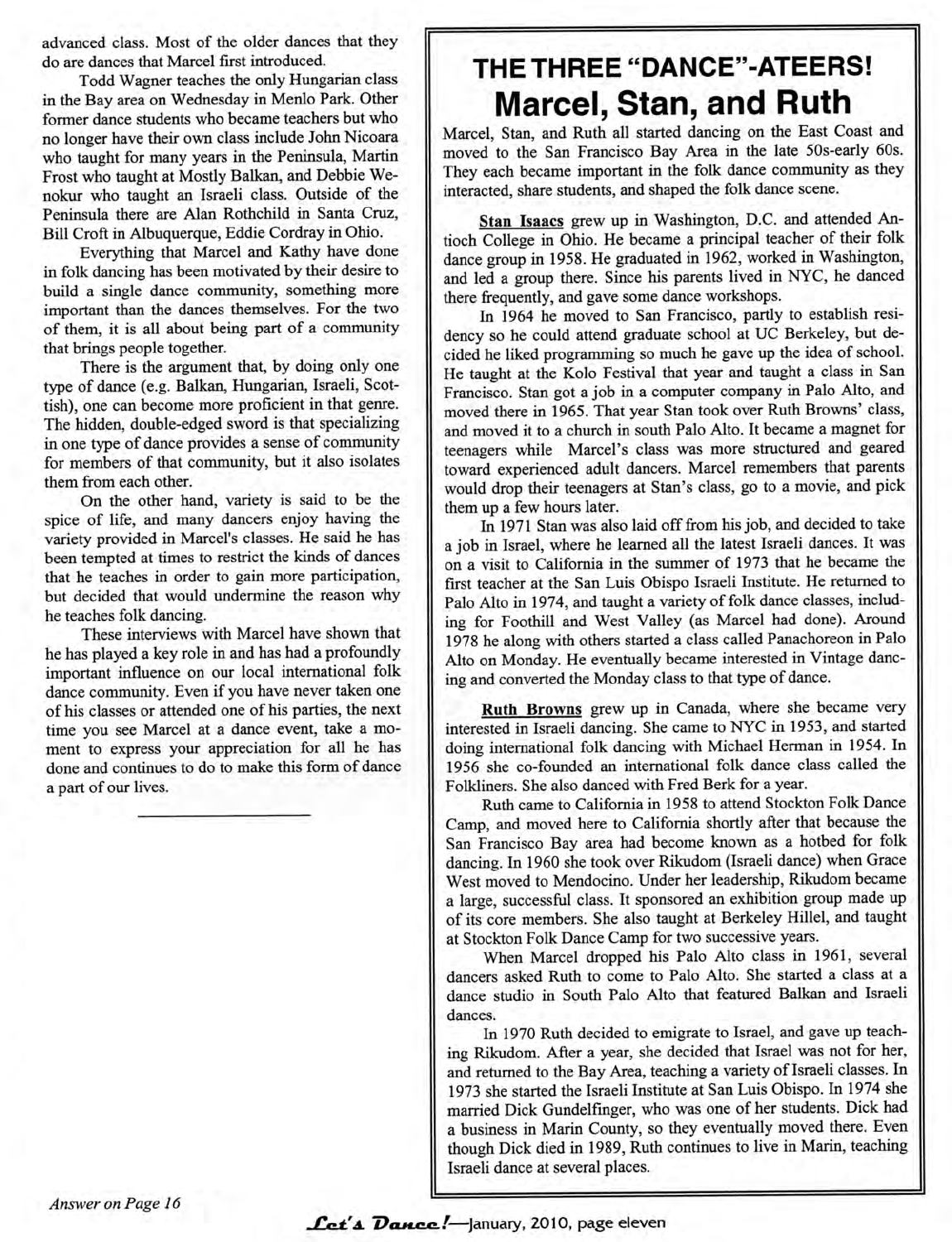advanced class. Most of the older dances that they do are dances that Marcel first introduced.

Todd Wagner teaches the only Hungarian class in the Bay area on Wednesday in Menlo Park. Other former dance students who became teachers but who no longer have their own class include John Nicoara who taught for many years in the Peninsula, Martin Frost who taught at Mostly Balkan, and Debbie Wenokur who taught an Israeli class. Outside of the Peninsula there are Alan Rothchild in Santa Cruz, Bill Croft in Albuquerque, Eddie Cordray in Ohio.

Everything that Marcel and Kathy have done in folk dancing has been motivated by their desire to build a single dance community, something more important than the dances themselves. For the two of them, it is all about being part of a community that brings people together.

There is the argument that, by doing only one type of dance (e.g. Balkan, Hungarian, Israeli, Scottish), one can become more proficient in that genre. The hidden, double-edged sword is that specializing in one type of dance provides a sense of community for members of that community, but it also isolates them from each other.

On the other hand, variety is said to be the spice of life, and many dancers enjoy having the variety provided in Marcel's classes. He said he has been tempted at times to restrict the kinds of dances that he teaches in order to gain more participation, but decided that would undermine the reason why he teaches folk dancing.

These interviews with Marcel have shown that he has played a key role in and has had a profoundly important influence on our local international folk dance community. Even if you have never taken one of his classes or attended one of his parties, the next time you see Marcel at a dance event, take a moment to express your appreciation for all he has done and continues to do to make this form of dance a part of our lives.

---

*Answer on Page 16*

# THE THREE "DANCE"-ATEERS!

## Marcel, Stan, and Ruth

Marcel, Stan, and Ruth all started dancing on the East Coast and moved to the San Francisco Bay Area in the late 50s-early 60s. They each became important in the folk dance community as they interacted, share students, and shaped the folk dance scene.

**Stan Isaacs** grew up in Washington, D.C. and attended Antioch College in Ohio. He became a principal teacher of their folk dance group in 1958. He graduated in 1962, worked in Washington, and led a group there. Since his parents lived in NYC, he danced there frequently, and gave some dance workshops.

In 1964 he moved to San Francisco, partly to establish residency so he could attend graduate school at UC Berkeley, but decided he liked programming so much he gave up the idea of school. He taught at the Kolo Festival that year and taught a class in San Francisco. Stan got a job in a computer company in Palo Alto, and moved there in 1965. That year Stan took over Ruth Browns' class, and moved it to a church in south Palo Alto. It became a magnet for teenagers while Marcel's class was more structured and geared toward experienced adult dancers. Marcel remembers that parents would drop their teenagers at Stan's class, go to a movie, and pick them up a few hours later.

In 1971 Stan was also laid off from his job, and decided to take a job in Israel, where he learned all the latest Israeli dances. It was on a visit to California in the summer of 1973 that he became the first teacher at the San Luis Obispo Israeli Institute. He returned to Palo Alto in 1974, and taught a variety of folk dance classes, including for Foothill and West Valley (as Marcel had done). Around 1978 he along with others started a class called Panachoreon in Palo Alto on Monday. He eventually became interested in Vintage dancing and converted the Monday class to that type of dance.

**Ruth Browns** grew up in Canada, where she became very interested in Israeli dancing. She came to NYC in 1953, and started doing international folk dancing with Michael Herman in 1954. In 1956 she co-founded an international folk dance class called the Folkliners. She also danced with Fred Berk for a year.

Ruth came to California in 1958 to attend Stockton Folk Dance Camp, and moved here to California shortly after that because the San Francisco Bay area had become known as a hotbed for folk dancing. In 1960 she took over Rikudom (Israeli dance) when Grace West moved to Mendocino. Under her leadership, Rikudom became a large, successful class. It sponsored an exhibition group made up of its core members. She also taught at Berkeley Hillel, and taught at Stockton Folk Dance Camp for two successive years.

When Marcel dropped his Palo Alto class in 1961, several dancers asked Ruth to come to Palo Alto. She started a class at a dance studio in South Palo Alto that featured Balkan and Israeli dances.

In 1970 Ruth decided to emigrate to Israel, and gave up teaching Rikudom. After a year, she decided that Israel was not for her, and returned to the Bay Area, teaching a variety of Israeli classes. In 1973 she started the Israeli Institute at San Luis Obispo. In 1974 she married Dick Gundelfinger, who was one of her students. Dick had a business in Marin County, so they eventually moved there. Even though Dick died in 1989, Ruth continues to live in Marin, teaching Israeli dance at several places.